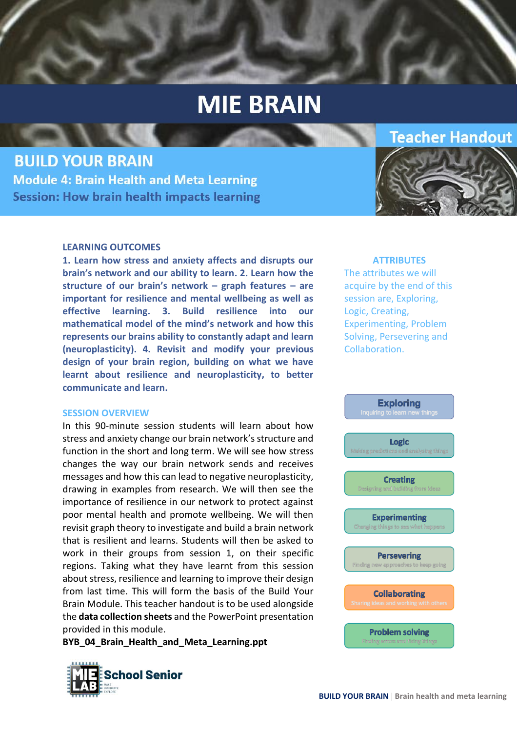# MIE BRAIN

Teacher Handout

## BUILD YOUR BRAIN

### Module 4: Brain Health and Meta Learning

### Session: How brain health impacts learning

#### LEARNING OUTCOMES

**1. Learn how stress and anxiety affects and disrupts our brain's network and our ability to learn. 2. Learn how the structure of our brain's network – graph features – are important for resilience and mental wellbeing as well as effective learning. 3. Build resilience into our mathematical model of the mind's network and how this represents our brains ability to constantly adapt and learn (neuroplasticity). 4. Revisit and modify your previous design of your brain region, building on what we have learnt about resilience and neuroplasticity, to better communicate and learn.**

#### SESSION OVERVIEW

In this 90-minute session students will learn about how stress and anxiety change our brain network's structure and function in the short and long term. We will see how stress changes the way our brain network sends and receives messages and how this can lead to negative neuroplasticity, drawing in examples from research. We will then see the importance of resilience in our network to protect against poor mental health and promote wellbeing. We will then revisit graph theory to investigate and build a brain network that is resilient and learns. Students will then be asked to work in their groups from session 1, on their specific regions. Taking what they have learnt from this session about stress, resilience and learning to improve their design from last time. This will form the basis of the Build Your Brain Module. This teacher handout is to be used alongside the **data collection sheets** and the PowerPoint presentation provided in this module.

**BYB_04_Brain_Health_and_Meta_Learning.ppt**

#### ATTRIBUTES

The attributes we will acquire by the end of this session are, Exploring, Logic, Creating, Experimenting, Problem Solving, Persevering and Collaboration.

- **Exploring** – Inquiring to learn new things
- **Logic** – Making predictions and analysing things
- **Creating** – Designing and building from ideas
- **Experimenting** – Changing things to see what happens
- **Persevering** – Finding new approaches to keep going
- **Collaborating** – Sharing ideas and working with others
- **Problem solving** – Finding errors and fixing things

MIE LAB School Senior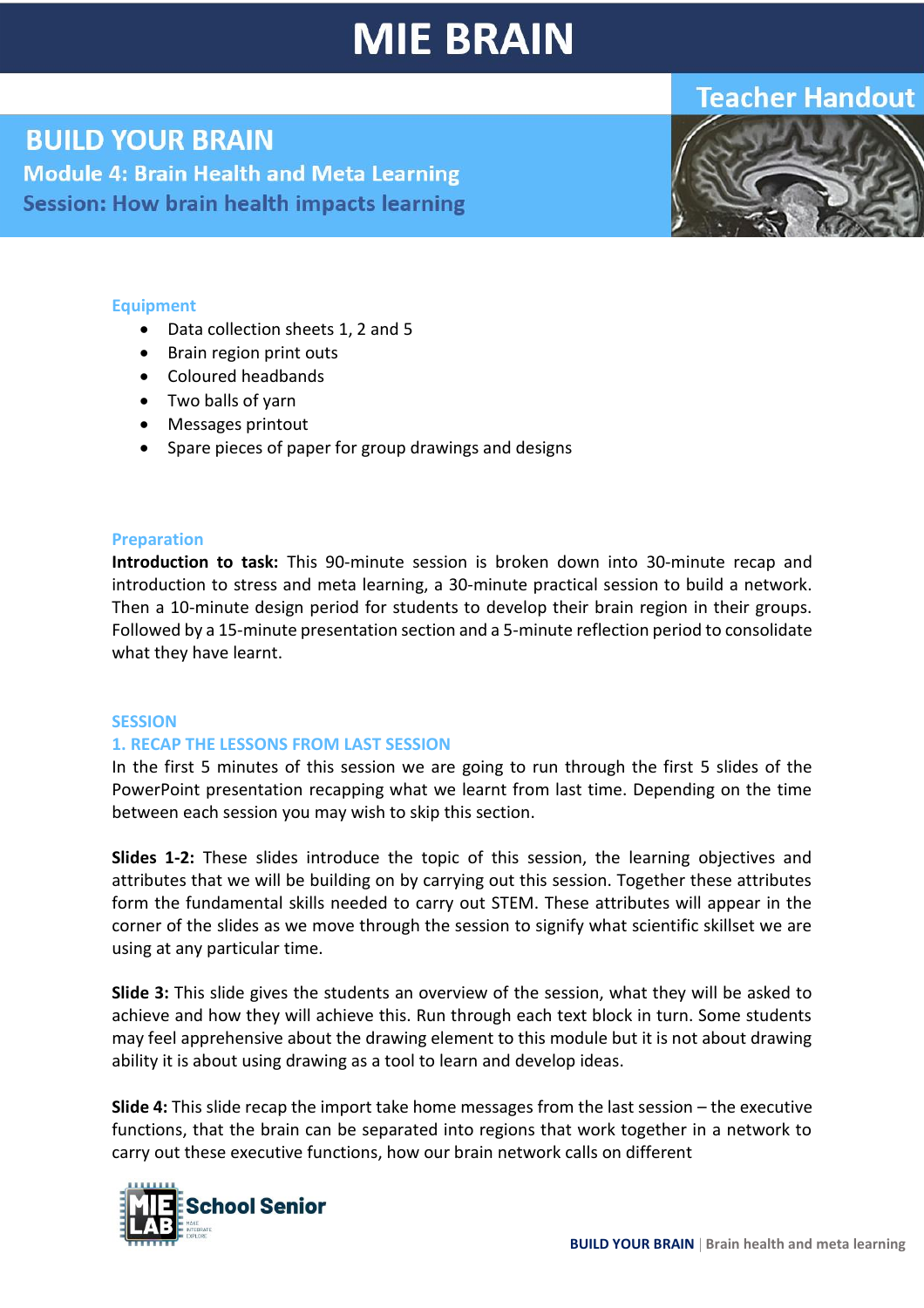# MIE BRAIN

Teacher Handout

## BUILD YOUR BRAIN

### Module 4: Brain Health and Meta Learning

### Session: How brain health impacts learning

**Equipment**

- Data collection sheets 1, 2 and 5
- Brain region print outs
- Coloured headbands
- Two balls of yarn
- Messages printout
- Spare pieces of paper for group drawings and designs

**Preparation**

**Introduction to task:** This 90-minute session is broken down into 30-minute recap and introduction to stress and meta learning, a 30-minute practical session to build a network. Then a 10-minute design period for students to develop their brain region in their groups. Followed by a 15-minute presentation section and a 5-minute reflection period to consolidate what they have learnt.

**SESSION**

**1. RECAP THE LESSONS FROM LAST SESSION**

In the first 5 minutes of this session we are going to run through the first 5 slides of the PowerPoint presentation recapping what we learnt from last time. Depending on the time between each session you may wish to skip this section.

**Slides 1-2:** These slides introduce the topic of this session, the learning objectives and attributes that we will be building on by carrying out this session. Together these attributes form the fundamental skills needed to carry out STEM. These attributes will appear in the corner of the slides as we move through the session to signify what scientific skillset we are using at any particular time.

**Slide 3:** This slide gives the students an overview of the session, what they will be asked to achieve and how they will achieve this. Run through each text block in turn. Some students may feel apprehensive about the drawing element to this module but it is not about drawing ability it is about using drawing as a tool to learn and develop ideas.

**Slide 4:** This slide recap the import take home messages from the last session – the executive functions, that the brain can be separated into regions that work together in a network to carry out these executive functions, how our brain network calls on different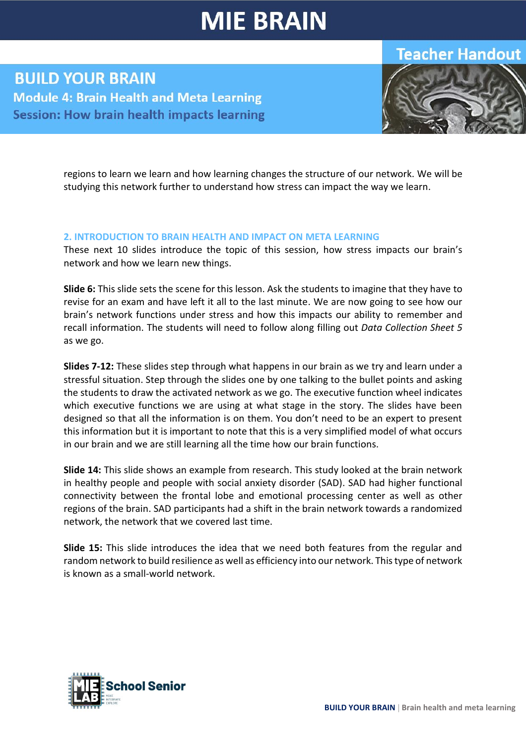regions to learn we learn and how learning changes the structure of our network. We will be studying this network further to understand how stress can impact the way we learn.

## 2. INTRODUCTION TO BRAIN HEALTH AND IMPACT ON META LEARNING

These next 10 slides introduce the topic of this session, how stress impacts our brain's network and how we learn new things.

**Slide 6:** This slide sets the scene for this lesson. Ask the students to imagine that they have to revise for an exam and have left it all to the last minute. We are now going to see how our brain's network functions under stress and how this impacts our ability to remember and recall information. The students will need to follow along filling out *Data Collection Sheet 5* as we go.

**Slides 7-12:** These slides step through what happens in our brain as we try and learn under a stressful situation. Step through the slides one by one talking to the bullet points and asking the students to draw the activated network as we go. The executive function wheel indicates which executive functions we are using at what stage in the story. The slides have been designed so that all the information is on them. You don't need to be an expert to present this information but it is important to note that this is a very simplified model of what occurs in our brain and we are still learning all the time how our brain functions.

**Slide 14:** This slide shows an example from research. This study looked at the brain network in healthy people and people with social anxiety disorder (SAD). SAD had higher functional connectivity between the frontal lobe and emotional processing center as well as other regions of the brain. SAD participants had a shift in the brain network towards a randomized network, the network that we covered last time.

**Slide 15:** This slide introduces the idea that we need both features from the regular and random network to build resilience as well as efficiency into our network. This type of network is known as a small-world network.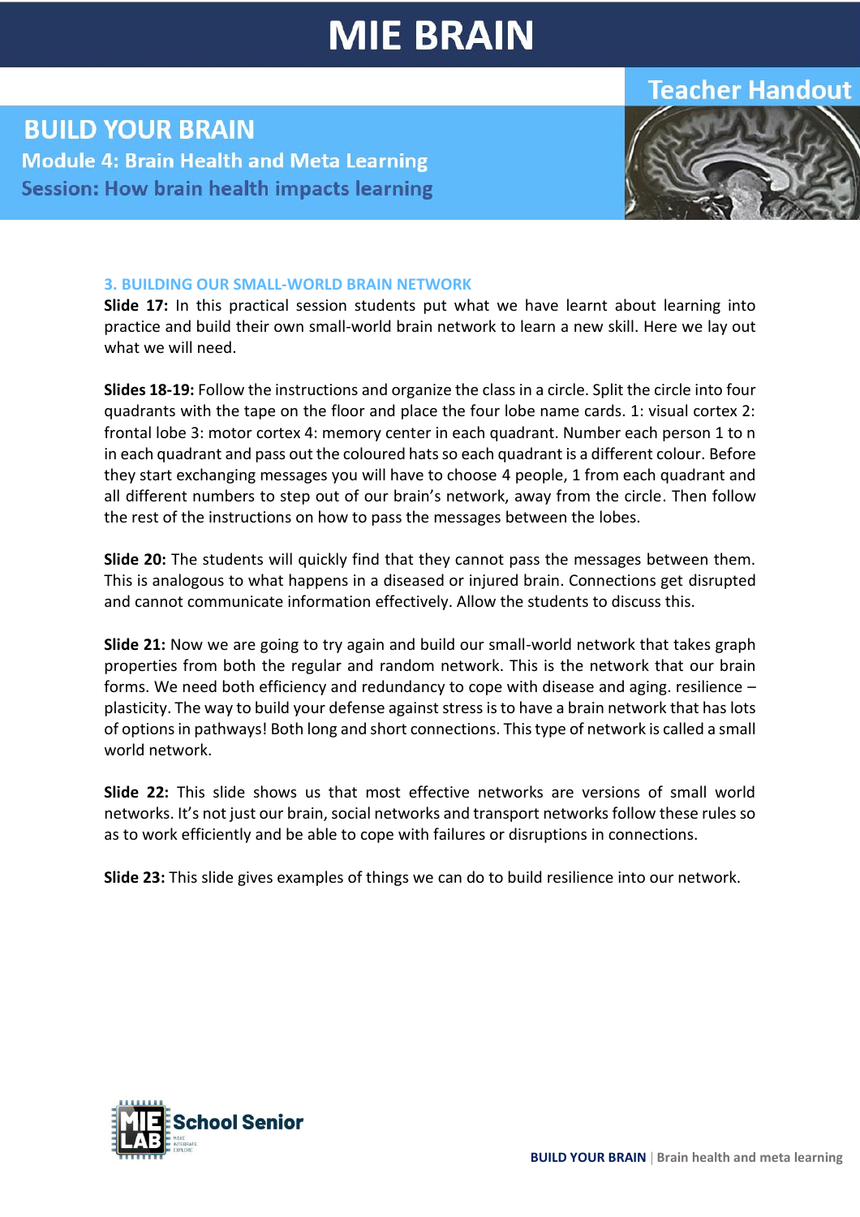### 3. BUILDING OUR SMALL-WORLD BRAIN NETWORK

**Slide 17:** In this practical session students put what we have learnt about learning into practice and build their own small-world brain network to learn a new skill. Here we lay out what we will need.

**Slides 18-19:** Follow the instructions and organize the class in a circle. Split the circle into four quadrants with the tape on the floor and place the four lobe name cards. 1: visual cortex 2: frontal lobe 3: motor cortex 4: memory center in each quadrant. Number each person 1 to n in each quadrant and pass out the coloured hats so each quadrant is a different colour. Before they start exchanging messages you will have to choose 4 people, 1 from each quadrant and all different numbers to step out of our brain's network, away from the circle. Then follow the rest of the instructions on how to pass the messages between the lobes.

**Slide 20:** The students will quickly find that they cannot pass the messages between them. This is analogous to what happens in a diseased or injured brain. Connections get disrupted and cannot communicate information effectively. Allow the students to discuss this.

**Slide 21:** Now we are going to try again and build our small-world network that takes graph properties from both the regular and random network. This is the network that our brain forms. We need both efficiency and redundancy to cope with disease and aging. resilience – plasticity. The way to build your defense against stress is to have a brain network that has lots of options in pathways! Both long and short connections. This type of network is called a small world network.

**Slide 22:** This slide shows us that most effective networks are versions of small world networks. It's not just our brain, social networks and transport networks follow these rules so as to work efficiently and be able to cope with failures or disruptions in connections.

**Slide 23:** This slide gives examples of things we can do to build resilience into our network.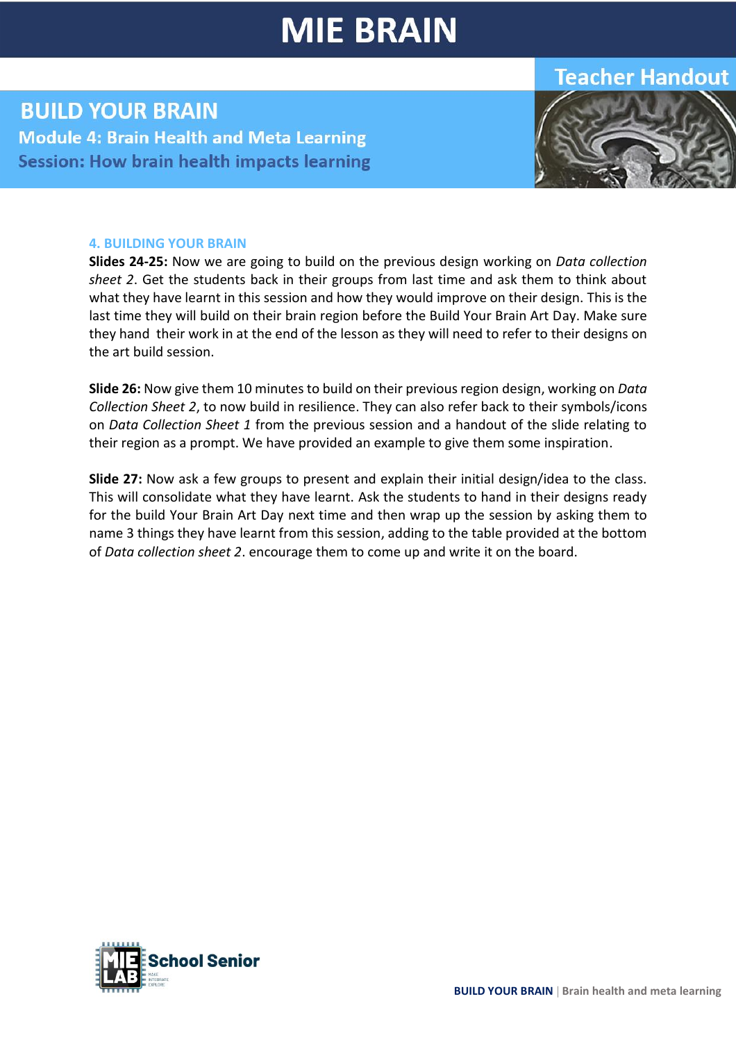# MIE BRAIN

Teacher Handout

## BUILD YOUR BRAIN

**Module 4: Brain Health and Meta Learning**

**Session: How brain health impacts learning**

### 4. BUILDING YOUR BRAIN

**Slides 24-25:** Now we are going to build on the previous design working on *Data collection sheet 2*. Get the students back in their groups from last time and ask them to think about what they have learnt in this session and how they would improve on their design. This is the last time they will build on their brain region before the Build Your Brain Art Day. Make sure they hand their work in at the end of the lesson as they will need to refer to their designs on the art build session.

**Slide 26:** Now give them 10 minutes to build on their previous region design, working on *Data Collection Sheet 2*, to now build in resilience. They can also refer back to their symbols/icons on *Data Collection Sheet 1* from the previous session and a handout of the slide relating to their region as a prompt. We have provided an example to give them some inspiration.

**Slide 27:** Now ask a few groups to present and explain their initial design/idea to the class. This will consolidate what they have learnt. Ask the students to hand in their designs ready for the build Your Brain Art Day next time and then wrap up the session by asking them to name 3 things they have learnt from this session, adding to the table provided at the bottom of *Data collection sheet 2*. encourage them to come up and write it on the board.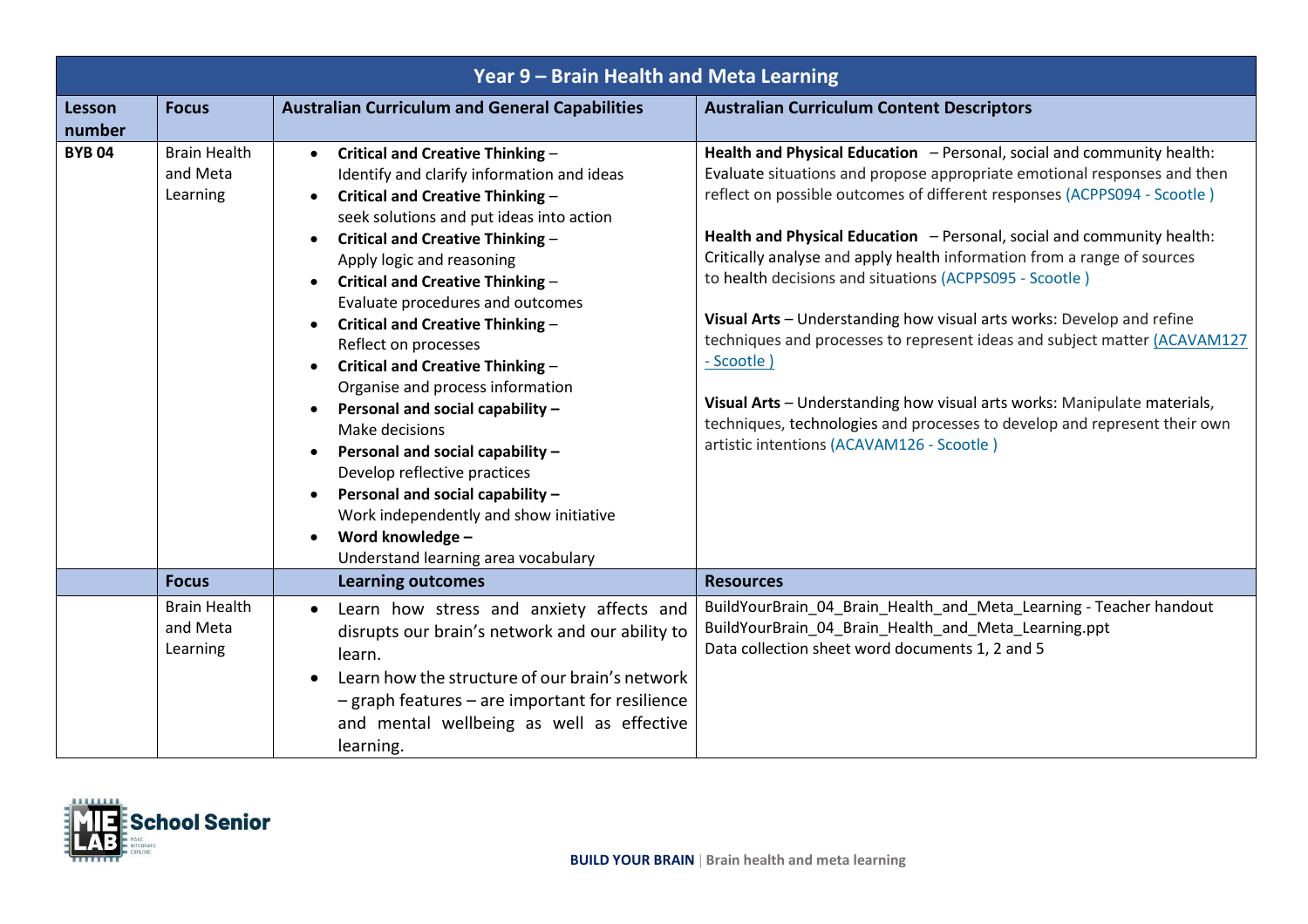| Year 9 – Brain Health and Meta Learning | | | |
|---|---|---|---|
| **Lesson number** | **Focus** | **Australian Curriculum and General Capabilities** | **Australian Curriculum Content Descriptors** |
| **BYB 04** | Brain Health and Meta Learning | • **Critical and Creative Thinking** – Identify and clarify information and ideas<br>• **Critical and Creative Thinking** – seek solutions and put ideas into action<br>• **Critical and Creative Thinking** – Apply logic and reasoning<br>• **Critical and Creative Thinking** – Evaluate procedures and outcomes<br>• **Critical and Creative Thinking** – Reflect on processes<br>• **Critical and Creative Thinking** – Organise and process information<br>• **Personal and social capability** – Make decisions<br>• **Personal and social capability** – Develop reflective practices<br>• **Personal and social capability** – Work independently and show initiative<br>• **Word knowledge** – Understand learning area vocabulary | **Health and Physical Education** – Personal, social and community health: Evaluate situations and propose appropriate emotional responses and then reflect on possible outcomes of different responses (ACPPS094 - Scootle )<br><br>**Health and Physical Education** – Personal, social and community health: Critically analyse and apply health information from a range of sources to health decisions and situations (ACPPS095 - Scootle )<br><br>**Visual Arts** – Understanding how visual arts works: Develop and refine techniques and processes to represent ideas and subject matter (ACAVAM127 - Scootle )<br><br>**Visual Arts** – Understanding how visual arts works: Manipulate materials, techniques, technologies and processes to develop and represent their own artistic intentions (ACAVAM126 - Scootle ) |
| | **Focus** | **Learning outcomes** | **Resources** |
| | Brain Health and Meta Learning | • Learn how stress and anxiety affects and disrupts our brain's network and our ability to learn.<br>• Learn how the structure of our brain's network – graph features – are important for resilience and mental wellbeing as well as effective learning. | BuildYourBrain_04_Brain_Health_and_Meta_Learning - Teacher handout<br>BuildYourBrain_04_Brain_Health_and_Meta_Learning.ppt<br>Data collection sheet word documents 1, 2 and 5 |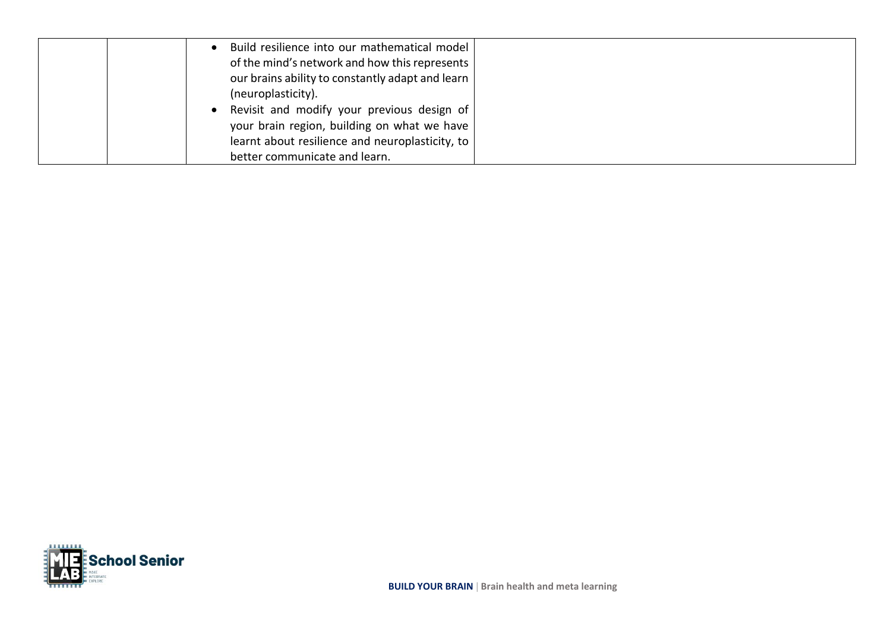| | | | |
|---|---|---|---|
| | | • Build resilience into our mathematical model of the mind's network and how this represents our brains ability to constantly adapt and learn (neuroplasticity).<br>• Revisit and modify your previous design of your brain region, building on what we have learnt about resilience and neuroplasticity, to better communicate and learn. | |